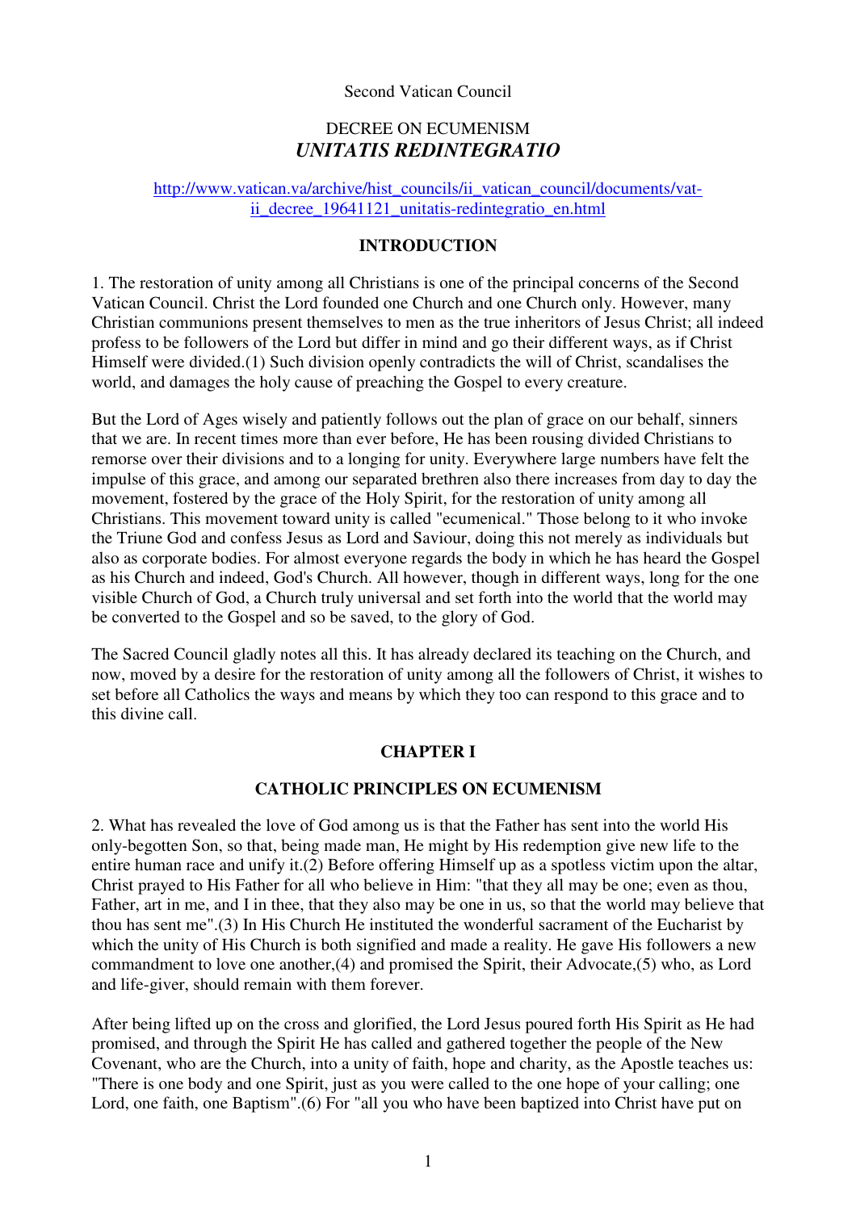Second Vatican Council

# DECREE ON ECUMENISM
# *UNITATIS REDINTEGRATIO*

http://www.vatican.va/archive/hist_councils/ii_vatican_council/documents/vat-ii_decree_19641121_unitatis-redintegratio_en.html

## INTRODUCTION

1. The restoration of unity among all Christians is one of the principal concerns of the Second Vatican Council. Christ the Lord founded one Church and one Church only. However, many Christian communions present themselves to men as the true inheritors of Jesus Christ; all indeed profess to be followers of the Lord but differ in mind and go their different ways, as if Christ Himself were divided.(1) Such division openly contradicts the will of Christ, scandalises the world, and damages the holy cause of preaching the Gospel to every creature.

But the Lord of Ages wisely and patiently follows out the plan of grace on our behalf, sinners that we are. In recent times more than ever before, He has been rousing divided Christians to remorse over their divisions and to a longing for unity. Everywhere large numbers have felt the impulse of this grace, and among our separated brethren also there increases from day to day the movement, fostered by the grace of the Holy Spirit, for the restoration of unity among all Christians. This movement toward unity is called "ecumenical." Those belong to it who invoke the Triune God and confess Jesus as Lord and Saviour, doing this not merely as individuals but also as corporate bodies. For almost everyone regards the body in which he has heard the Gospel as his Church and indeed, God's Church. All however, though in different ways, long for the one visible Church of God, a Church truly universal and set forth into the world that the world may be converted to the Gospel and so be saved, to the glory of God.

The Sacred Council gladly notes all this. It has already declared its teaching on the Church, and now, moved by a desire for the restoration of unity among all the followers of Christ, it wishes to set before all Catholics the ways and means by which they too can respond to this grace and to this divine call.

## CHAPTER I

## CATHOLIC PRINCIPLES ON ECUMENISM

2. What has revealed the love of God among us is that the Father has sent into the world His only-begotten Son, so that, being made man, He might by His redemption give new life to the entire human race and unify it.(2) Before offering Himself up as a spotless victim upon the altar, Christ prayed to His Father for all who believe in Him: "that they all may be one; even as thou, Father, art in me, and I in thee, that they also may be one in us, so that the world may believe that thou has sent me".(3) In His Church He instituted the wonderful sacrament of the Eucharist by which the unity of His Church is both signified and made a reality. He gave His followers a new commandment to love one another,(4) and promised the Spirit, their Advocate,(5) who, as Lord and life-giver, should remain with them forever.

After being lifted up on the cross and glorified, the Lord Jesus poured forth His Spirit as He had promised, and through the Spirit He has called and gathered together the people of the New Covenant, who are the Church, into a unity of faith, hope and charity, as the Apostle teaches us: "There is one body and one Spirit, just as you were called to the one hope of your calling; one Lord, one faith, one Baptism".(6) For "all you who have been baptized into Christ have put on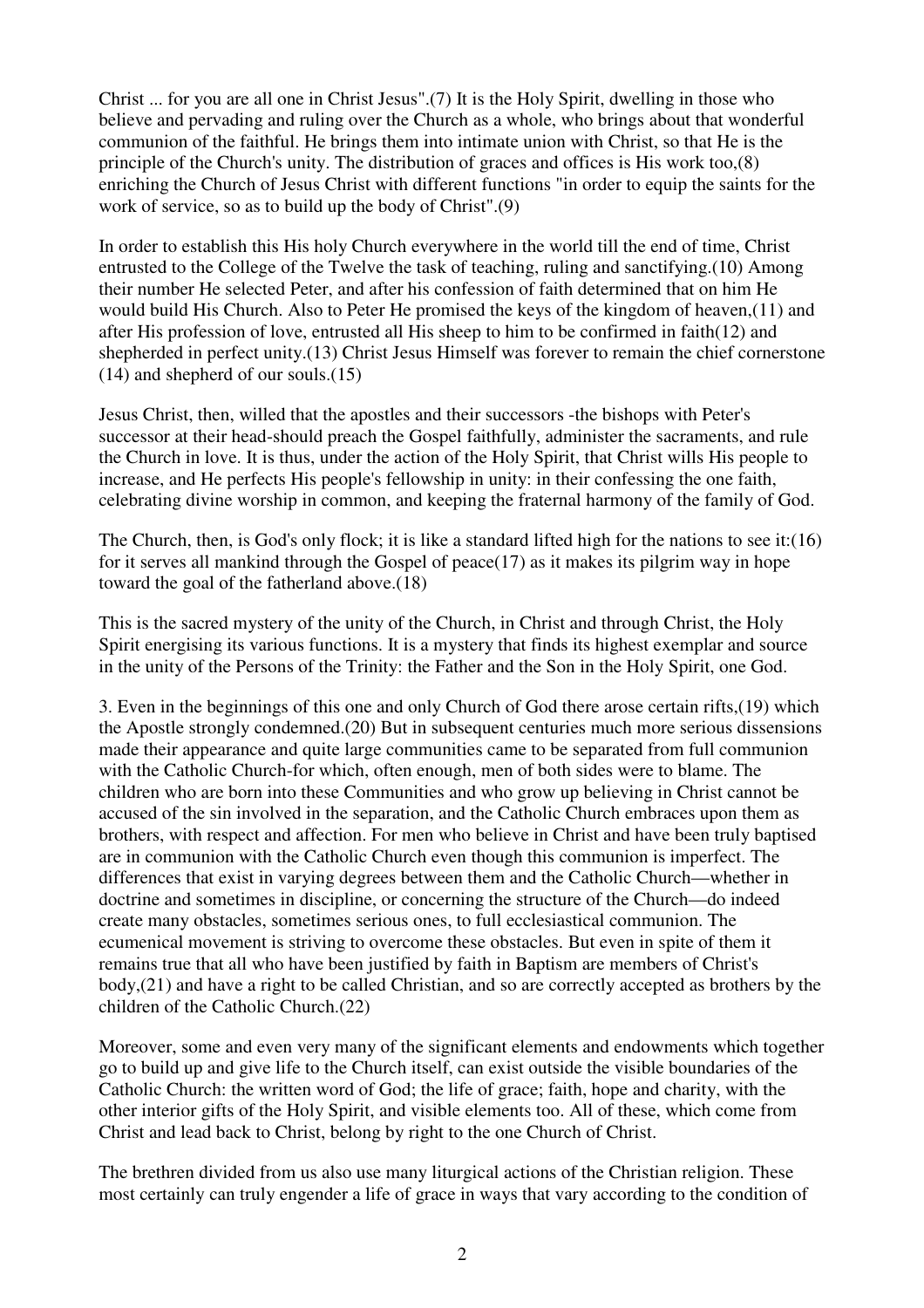Christ ... for you are all one in Christ Jesus".(7) It is the Holy Spirit, dwelling in those who believe and pervading and ruling over the Church as a whole, who brings about that wonderful communion of the faithful. He brings them into intimate union with Christ, so that He is the principle of the Church's unity. The distribution of graces and offices is His work too,(8) enriching the Church of Jesus Christ with different functions "in order to equip the saints for the work of service, so as to build up the body of Christ".(9)

In order to establish this His holy Church everywhere in the world till the end of time, Christ entrusted to the College of the Twelve the task of teaching, ruling and sanctifying.(10) Among their number He selected Peter, and after his confession of faith determined that on him He would build His Church. Also to Peter He promised the keys of the kingdom of heaven,(11) and after His profession of love, entrusted all His sheep to him to be confirmed in faith(12) and shepherded in perfect unity.(13) Christ Jesus Himself was forever to remain the chief cornerstone (14) and shepherd of our souls.(15)

Jesus Christ, then, willed that the apostles and their successors -the bishops with Peter's successor at their head-should preach the Gospel faithfully, administer the sacraments, and rule the Church in love. It is thus, under the action of the Holy Spirit, that Christ wills His people to increase, and He perfects His people's fellowship in unity: in their confessing the one faith, celebrating divine worship in common, and keeping the fraternal harmony of the family of God.

The Church, then, is God's only flock; it is like a standard lifted high for the nations to see it:(16) for it serves all mankind through the Gospel of peace(17) as it makes its pilgrim way in hope toward the goal of the fatherland above.(18)

This is the sacred mystery of the unity of the Church, in Christ and through Christ, the Holy Spirit energising its various functions. It is a mystery that finds its highest exemplar and source in the unity of the Persons of the Trinity: the Father and the Son in the Holy Spirit, one God.

3. Even in the beginnings of this one and only Church of God there arose certain rifts,(19) which the Apostle strongly condemned.(20) But in subsequent centuries much more serious dissensions made their appearance and quite large communities came to be separated from full communion with the Catholic Church-for which, often enough, men of both sides were to blame. The children who are born into these Communities and who grow up believing in Christ cannot be accused of the sin involved in the separation, and the Catholic Church embraces upon them as brothers, with respect and affection. For men who believe in Christ and have been truly baptised are in communion with the Catholic Church even though this communion is imperfect. The differences that exist in varying degrees between them and the Catholic Church—whether in doctrine and sometimes in discipline, or concerning the structure of the Church—do indeed create many obstacles, sometimes serious ones, to full ecclesiastical communion. The ecumenical movement is striving to overcome these obstacles. But even in spite of them it remains true that all who have been justified by faith in Baptism are members of Christ's body,(21) and have a right to be called Christian, and so are correctly accepted as brothers by the children of the Catholic Church.(22)

Moreover, some and even very many of the significant elements and endowments which together go to build up and give life to the Church itself, can exist outside the visible boundaries of the Catholic Church: the written word of God; the life of grace; faith, hope and charity, with the other interior gifts of the Holy Spirit, and visible elements too. All of these, which come from Christ and lead back to Christ, belong by right to the one Church of Christ.

The brethren divided from us also use many liturgical actions of the Christian religion. These most certainly can truly engender a life of grace in ways that vary according to the condition of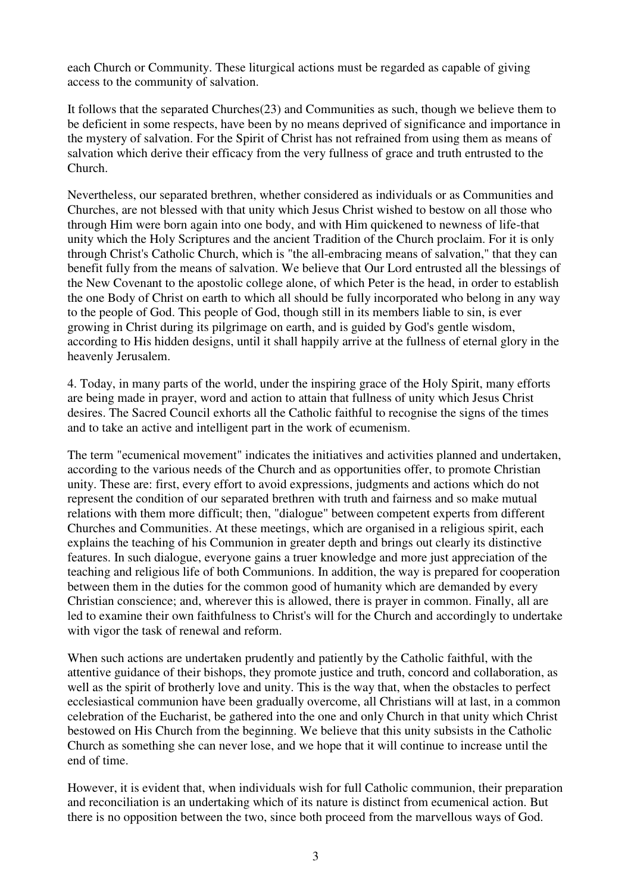each Church or Community. These liturgical actions must be regarded as capable of giving access to the community of salvation.

It follows that the separated Churches(23) and Communities as such, though we believe them to be deficient in some respects, have been by no means deprived of significance and importance in the mystery of salvation. For the Spirit of Christ has not refrained from using them as means of salvation which derive their efficacy from the very fullness of grace and truth entrusted to the Church.

Nevertheless, our separated brethren, whether considered as individuals or as Communities and Churches, are not blessed with that unity which Jesus Christ wished to bestow on all those who through Him were born again into one body, and with Him quickened to newness of life-that unity which the Holy Scriptures and the ancient Tradition of the Church proclaim. For it is only through Christ's Catholic Church, which is "the all-embracing means of salvation," that they can benefit fully from the means of salvation. We believe that Our Lord entrusted all the blessings of the New Covenant to the apostolic college alone, of which Peter is the head, in order to establish the one Body of Christ on earth to which all should be fully incorporated who belong in any way to the people of God. This people of God, though still in its members liable to sin, is ever growing in Christ during its pilgrimage on earth, and is guided by God's gentle wisdom, according to His hidden designs, until it shall happily arrive at the fullness of eternal glory in the heavenly Jerusalem.

4. Today, in many parts of the world, under the inspiring grace of the Holy Spirit, many efforts are being made in prayer, word and action to attain that fullness of unity which Jesus Christ desires. The Sacred Council exhorts all the Catholic faithful to recognise the signs of the times and to take an active and intelligent part in the work of ecumenism.

The term "ecumenical movement" indicates the initiatives and activities planned and undertaken, according to the various needs of the Church and as opportunities offer, to promote Christian unity. These are: first, every effort to avoid expressions, judgments and actions which do not represent the condition of our separated brethren with truth and fairness and so make mutual relations with them more difficult; then, "dialogue" between competent experts from different Churches and Communities. At these meetings, which are organised in a religious spirit, each explains the teaching of his Communion in greater depth and brings out clearly its distinctive features. In such dialogue, everyone gains a truer knowledge and more just appreciation of the teaching and religious life of both Communions. In addition, the way is prepared for cooperation between them in the duties for the common good of humanity which are demanded by every Christian conscience; and, wherever this is allowed, there is prayer in common. Finally, all are led to examine their own faithfulness to Christ's will for the Church and accordingly to undertake with vigor the task of renewal and reform.

When such actions are undertaken prudently and patiently by the Catholic faithful, with the attentive guidance of their bishops, they promote justice and truth, concord and collaboration, as well as the spirit of brotherly love and unity. This is the way that, when the obstacles to perfect ecclesiastical communion have been gradually overcome, all Christians will at last, in a common celebration of the Eucharist, be gathered into the one and only Church in that unity which Christ bestowed on His Church from the beginning. We believe that this unity subsists in the Catholic Church as something she can never lose, and we hope that it will continue to increase until the end of time.

However, it is evident that, when individuals wish for full Catholic communion, their preparation and reconciliation is an undertaking which of its nature is distinct from ecumenical action. But there is no opposition between the two, since both proceed from the marvellous ways of God.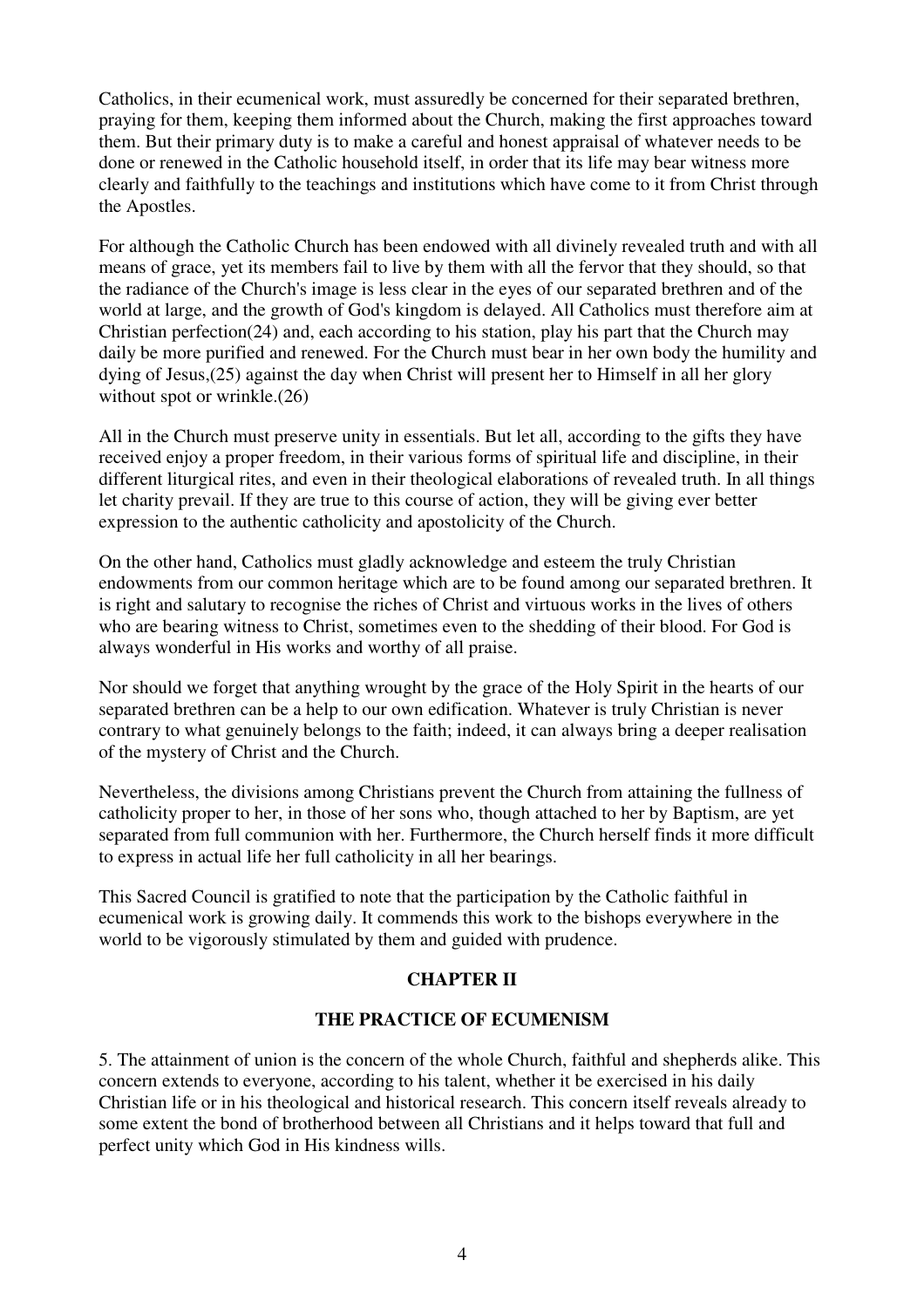Catholics, in their ecumenical work, must assuredly be concerned for their separated brethren, praying for them, keeping them informed about the Church, making the first approaches toward them. But their primary duty is to make a careful and honest appraisal of whatever needs to be done or renewed in the Catholic household itself, in order that its life may bear witness more clearly and faithfully to the teachings and institutions which have come to it from Christ through the Apostles.

For although the Catholic Church has been endowed with all divinely revealed truth and with all means of grace, yet its members fail to live by them with all the fervor that they should, so that the radiance of the Church's image is less clear in the eyes of our separated brethren and of the world at large, and the growth of God's kingdom is delayed. All Catholics must therefore aim at Christian perfection(24) and, each according to his station, play his part that the Church may daily be more purified and renewed. For the Church must bear in her own body the humility and dying of Jesus,(25) against the day when Christ will present her to Himself in all her glory without spot or wrinkle.(26)

All in the Church must preserve unity in essentials. But let all, according to the gifts they have received enjoy a proper freedom, in their various forms of spiritual life and discipline, in their different liturgical rites, and even in their theological elaborations of revealed truth. In all things let charity prevail. If they are true to this course of action, they will be giving ever better expression to the authentic catholicity and apostolicity of the Church.

On the other hand, Catholics must gladly acknowledge and esteem the truly Christian endowments from our common heritage which are to be found among our separated brethren. It is right and salutary to recognise the riches of Christ and virtuous works in the lives of others who are bearing witness to Christ, sometimes even to the shedding of their blood. For God is always wonderful in His works and worthy of all praise.

Nor should we forget that anything wrought by the grace of the Holy Spirit in the hearts of our separated brethren can be a help to our own edification. Whatever is truly Christian is never contrary to what genuinely belongs to the faith; indeed, it can always bring a deeper realisation of the mystery of Christ and the Church.

Nevertheless, the divisions among Christians prevent the Church from attaining the fullness of catholicity proper to her, in those of her sons who, though attached to her by Baptism, are yet separated from full communion with her. Furthermore, the Church herself finds it more difficult to express in actual life her full catholicity in all her bearings.

This Sacred Council is gratified to note that the participation by the Catholic faithful in ecumenical work is growing daily. It commends this work to the bishops everywhere in the world to be vigorously stimulated by them and guided with prudence.

## CHAPTER II

## THE PRACTICE OF ECUMENISM

5. The attainment of union is the concern of the whole Church, faithful and shepherds alike. This concern extends to everyone, according to his talent, whether it be exercised in his daily Christian life or in his theological and historical research. This concern itself reveals already to some extent the bond of brotherhood between all Christians and it helps toward that full and perfect unity which God in His kindness wills.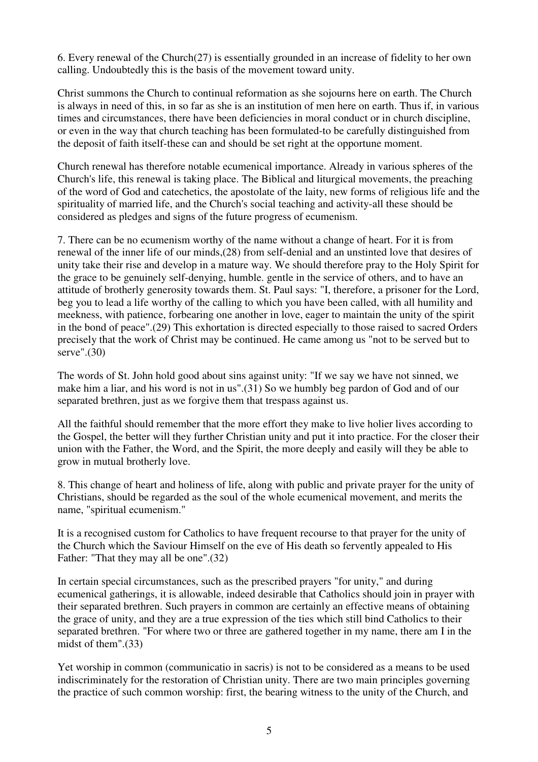6. Every renewal of the Church(27) is essentially grounded in an increase of fidelity to her own calling. Undoubtedly this is the basis of the movement toward unity.

Christ summons the Church to continual reformation as she sojourns here on earth. The Church is always in need of this, in so far as she is an institution of men here on earth. Thus if, in various times and circumstances, there have been deficiencies in moral conduct or in church discipline, or even in the way that church teaching has been formulated-to be carefully distinguished from the deposit of faith itself-these can and should be set right at the opportune moment.

Church renewal has therefore notable ecumenical importance. Already in various spheres of the Church's life, this renewal is taking place. The Biblical and liturgical movements, the preaching of the word of God and catechetics, the apostolate of the laity, new forms of religious life and the spirituality of married life, and the Church's social teaching and activity-all these should be considered as pledges and signs of the future progress of ecumenism.

7. There can be no ecumenism worthy of the name without a change of heart. For it is from renewal of the inner life of our minds,(28) from self-denial and an unstinted love that desires of unity take their rise and develop in a mature way. We should therefore pray to the Holy Spirit for the grace to be genuinely self-denying, humble. gentle in the service of others, and to have an attitude of brotherly generosity towards them. St. Paul says: "I, therefore, a prisoner for the Lord, beg you to lead a life worthy of the calling to which you have been called, with all humility and meekness, with patience, forbearing one another in love, eager to maintain the unity of the spirit in the bond of peace".(29) This exhortation is directed especially to those raised to sacred Orders precisely that the work of Christ may be continued. He came among us "not to be served but to serve".(30)

The words of St. John hold good about sins against unity: "If we say we have not sinned, we make him a liar, and his word is not in us".(31) So we humbly beg pardon of God and of our separated brethren, just as we forgive them that trespass against us.

All the faithful should remember that the more effort they make to live holier lives according to the Gospel, the better will they further Christian unity and put it into practice. For the closer their union with the Father, the Word, and the Spirit, the more deeply and easily will they be able to grow in mutual brotherly love.

8. This change of heart and holiness of life, along with public and private prayer for the unity of Christians, should be regarded as the soul of the whole ecumenical movement, and merits the name, "spiritual ecumenism."

It is a recognised custom for Catholics to have frequent recourse to that prayer for the unity of the Church which the Saviour Himself on the eve of His death so fervently appealed to His Father: "That they may all be one".(32)

In certain special circumstances, such as the prescribed prayers "for unity," and during ecumenical gatherings, it is allowable, indeed desirable that Catholics should join in prayer with their separated brethren. Such prayers in common are certainly an effective means of obtaining the grace of unity, and they are a true expression of the ties which still bind Catholics to their separated brethren. "For where two or three are gathered together in my name, there am I in the midst of them".(33)

Yet worship in common (communicatio in sacris) is not to be considered as a means to be used indiscriminately for the restoration of Christian unity. There are two main principles governing the practice of such common worship: first, the bearing witness to the unity of the Church, and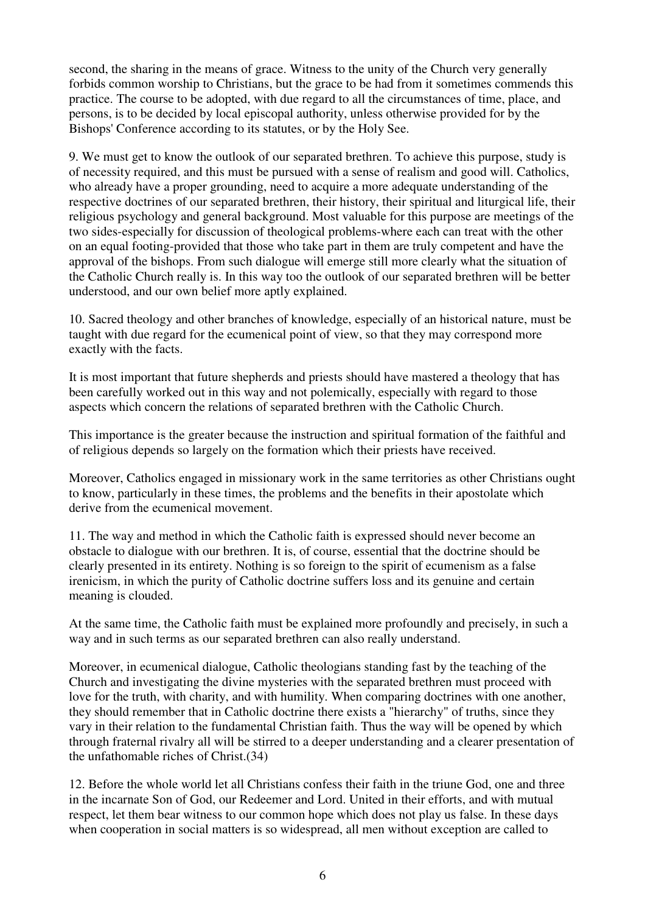second, the sharing in the means of grace. Witness to the unity of the Church very generally forbids common worship to Christians, but the grace to be had from it sometimes commends this practice. The course to be adopted, with due regard to all the circumstances of time, place, and persons, is to be decided by local episcopal authority, unless otherwise provided for by the Bishops' Conference according to its statutes, or by the Holy See.

9. We must get to know the outlook of our separated brethren. To achieve this purpose, study is of necessity required, and this must be pursued with a sense of realism and good will. Catholics, who already have a proper grounding, need to acquire a more adequate understanding of the respective doctrines of our separated brethren, their history, their spiritual and liturgical life, their religious psychology and general background. Most valuable for this purpose are meetings of the two sides-especially for discussion of theological problems-where each can treat with the other on an equal footing-provided that those who take part in them are truly competent and have the approval of the bishops. From such dialogue will emerge still more clearly what the situation of the Catholic Church really is. In this way too the outlook of our separated brethren will be better understood, and our own belief more aptly explained.

10. Sacred theology and other branches of knowledge, especially of an historical nature, must be taught with due regard for the ecumenical point of view, so that they may correspond more exactly with the facts.

It is most important that future shepherds and priests should have mastered a theology that has been carefully worked out in this way and not polemically, especially with regard to those aspects which concern the relations of separated brethren with the Catholic Church.

This importance is the greater because the instruction and spiritual formation of the faithful and of religious depends so largely on the formation which their priests have received.

Moreover, Catholics engaged in missionary work in the same territories as other Christians ought to know, particularly in these times, the problems and the benefits in their apostolate which derive from the ecumenical movement.

11. The way and method in which the Catholic faith is expressed should never become an obstacle to dialogue with our brethren. It is, of course, essential that the doctrine should be clearly presented in its entirety. Nothing is so foreign to the spirit of ecumenism as a false irenicism, in which the purity of Catholic doctrine suffers loss and its genuine and certain meaning is clouded.

At the same time, the Catholic faith must be explained more profoundly and precisely, in such a way and in such terms as our separated brethren can also really understand.

Moreover, in ecumenical dialogue, Catholic theologians standing fast by the teaching of the Church and investigating the divine mysteries with the separated brethren must proceed with love for the truth, with charity, and with humility. When comparing doctrines with one another, they should remember that in Catholic doctrine there exists a "hierarchy" of truths, since they vary in their relation to the fundamental Christian faith. Thus the way will be opened by which through fraternal rivalry all will be stirred to a deeper understanding and a clearer presentation of the unfathomable riches of Christ.(34)

12. Before the whole world let all Christians confess their faith in the triune God, one and three in the incarnate Son of God, our Redeemer and Lord. United in their efforts, and with mutual respect, let them bear witness to our common hope which does not play us false. In these days when cooperation in social matters is so widespread, all men without exception are called to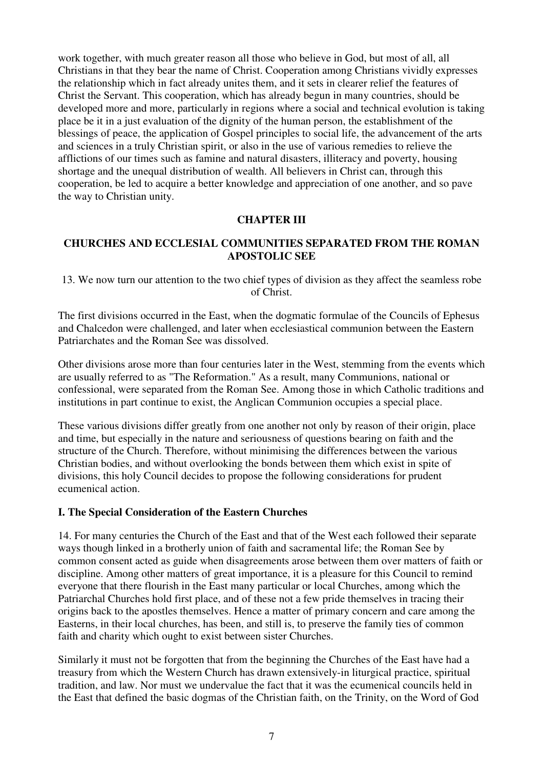work together, with much greater reason all those who believe in God, but most of all, all Christians in that they bear the name of Christ. Cooperation among Christians vividly expresses the relationship which in fact already unites them, and it sets in clearer relief the features of Christ the Servant. This cooperation, which has already begun in many countries, should be developed more and more, particularly in regions where a social and technical evolution is taking place be it in a just evaluation of the dignity of the human person, the establishment of the blessings of peace, the application of Gospel principles to social life, the advancement of the arts and sciences in a truly Christian spirit, or also in the use of various remedies to relieve the afflictions of our times such as famine and natural disasters, illiteracy and poverty, housing shortage and the unequal distribution of wealth. All believers in Christ can, through this cooperation, be led to acquire a better knowledge and appreciation of one another, and so pave the way to Christian unity.

## CHAPTER III

## CHURCHES AND ECCLESIAL COMMUNITIES SEPARATED FROM THE ROMAN APOSTOLIC SEE

13. We now turn our attention to the two chief types of division as they affect the seamless robe of Christ.

The first divisions occurred in the East, when the dogmatic formulae of the Councils of Ephesus and Chalcedon were challenged, and later when ecclesiastical communion between the Eastern Patriarchates and the Roman See was dissolved.

Other divisions arose more than four centuries later in the West, stemming from the events which are usually referred to as "The Reformation." As a result, many Communions, national or confessional, were separated from the Roman See. Among those in which Catholic traditions and institutions in part continue to exist, the Anglican Communion occupies a special place.

These various divisions differ greatly from one another not only by reason of their origin, place and time, but especially in the nature and seriousness of questions bearing on faith and the structure of the Church. Therefore, without minimising the differences between the various Christian bodies, and without overlooking the bonds between them which exist in spite of divisions, this holy Council decides to propose the following considerations for prudent ecumenical action.

### I. The Special Consideration of the Eastern Churches

14. For many centuries the Church of the East and that of the West each followed their separate ways though linked in a brotherly union of faith and sacramental life; the Roman See by common consent acted as guide when disagreements arose between them over matters of faith or discipline. Among other matters of great importance, it is a pleasure for this Council to remind everyone that there flourish in the East many particular or local Churches, among which the Patriarchal Churches hold first place, and of these not a few pride themselves in tracing their origins back to the apostles themselves. Hence a matter of primary concern and care among the Easterns, in their local churches, has been, and still is, to preserve the family ties of common faith and charity which ought to exist between sister Churches.

Similarly it must not be forgotten that from the beginning the Churches of the East have had a treasury from which the Western Church has drawn extensively-in liturgical practice, spiritual tradition, and law. Nor must we undervalue the fact that it was the ecumenical councils held in the East that defined the basic dogmas of the Christian faith, on the Trinity, on the Word of God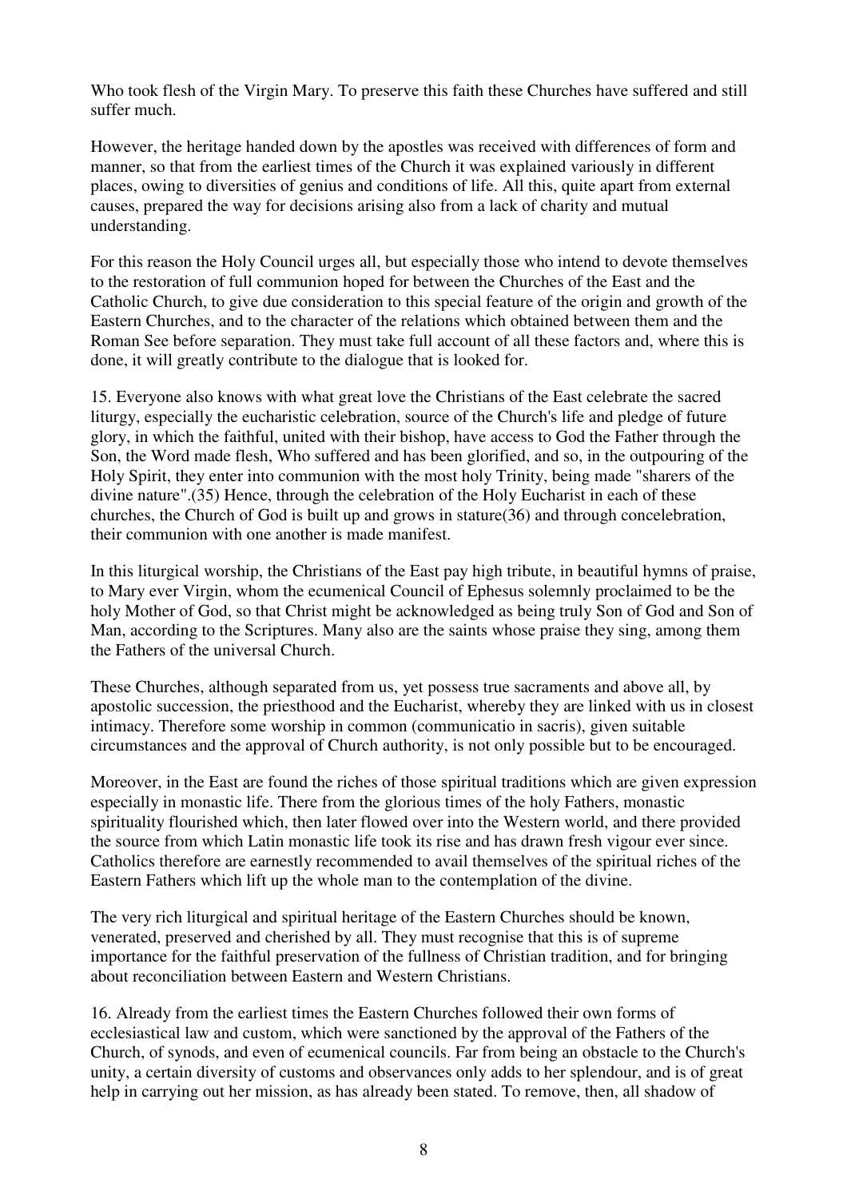Who took flesh of the Virgin Mary. To preserve this faith these Churches have suffered and still suffer much.

However, the heritage handed down by the apostles was received with differences of form and manner, so that from the earliest times of the Church it was explained variously in different places, owing to diversities of genius and conditions of life. All this, quite apart from external causes, prepared the way for decisions arising also from a lack of charity and mutual understanding.

For this reason the Holy Council urges all, but especially those who intend to devote themselves to the restoration of full communion hoped for between the Churches of the East and the Catholic Church, to give due consideration to this special feature of the origin and growth of the Eastern Churches, and to the character of the relations which obtained between them and the Roman See before separation. They must take full account of all these factors and, where this is done, it will greatly contribute to the dialogue that is looked for.

15. Everyone also knows with what great love the Christians of the East celebrate the sacred liturgy, especially the eucharistic celebration, source of the Church's life and pledge of future glory, in which the faithful, united with their bishop, have access to God the Father through the Son, the Word made flesh, Who suffered and has been glorified, and so, in the outpouring of the Holy Spirit, they enter into communion with the most holy Trinity, being made "sharers of the divine nature".(35) Hence, through the celebration of the Holy Eucharist in each of these churches, the Church of God is built up and grows in stature(36) and through concelebration, their communion with one another is made manifest.

In this liturgical worship, the Christians of the East pay high tribute, in beautiful hymns of praise, to Mary ever Virgin, whom the ecumenical Council of Ephesus solemnly proclaimed to be the holy Mother of God, so that Christ might be acknowledged as being truly Son of God and Son of Man, according to the Scriptures. Many also are the saints whose praise they sing, among them the Fathers of the universal Church.

These Churches, although separated from us, yet possess true sacraments and above all, by apostolic succession, the priesthood and the Eucharist, whereby they are linked with us in closest intimacy. Therefore some worship in common (communicatio in sacris), given suitable circumstances and the approval of Church authority, is not only possible but to be encouraged.

Moreover, in the East are found the riches of those spiritual traditions which are given expression especially in monastic life. There from the glorious times of the holy Fathers, monastic spirituality flourished which, then later flowed over into the Western world, and there provided the source from which Latin monastic life took its rise and has drawn fresh vigour ever since. Catholics therefore are earnestly recommended to avail themselves of the spiritual riches of the Eastern Fathers which lift up the whole man to the contemplation of the divine.

The very rich liturgical and spiritual heritage of the Eastern Churches should be known, venerated, preserved and cherished by all. They must recognise that this is of supreme importance for the faithful preservation of the fullness of Christian tradition, and for bringing about reconciliation between Eastern and Western Christians.

16. Already from the earliest times the Eastern Churches followed their own forms of ecclesiastical law and custom, which were sanctioned by the approval of the Fathers of the Church, of synods, and even of ecumenical councils. Far from being an obstacle to the Church's unity, a certain diversity of customs and observances only adds to her splendour, and is of great help in carrying out her mission, as has already been stated. To remove, then, all shadow of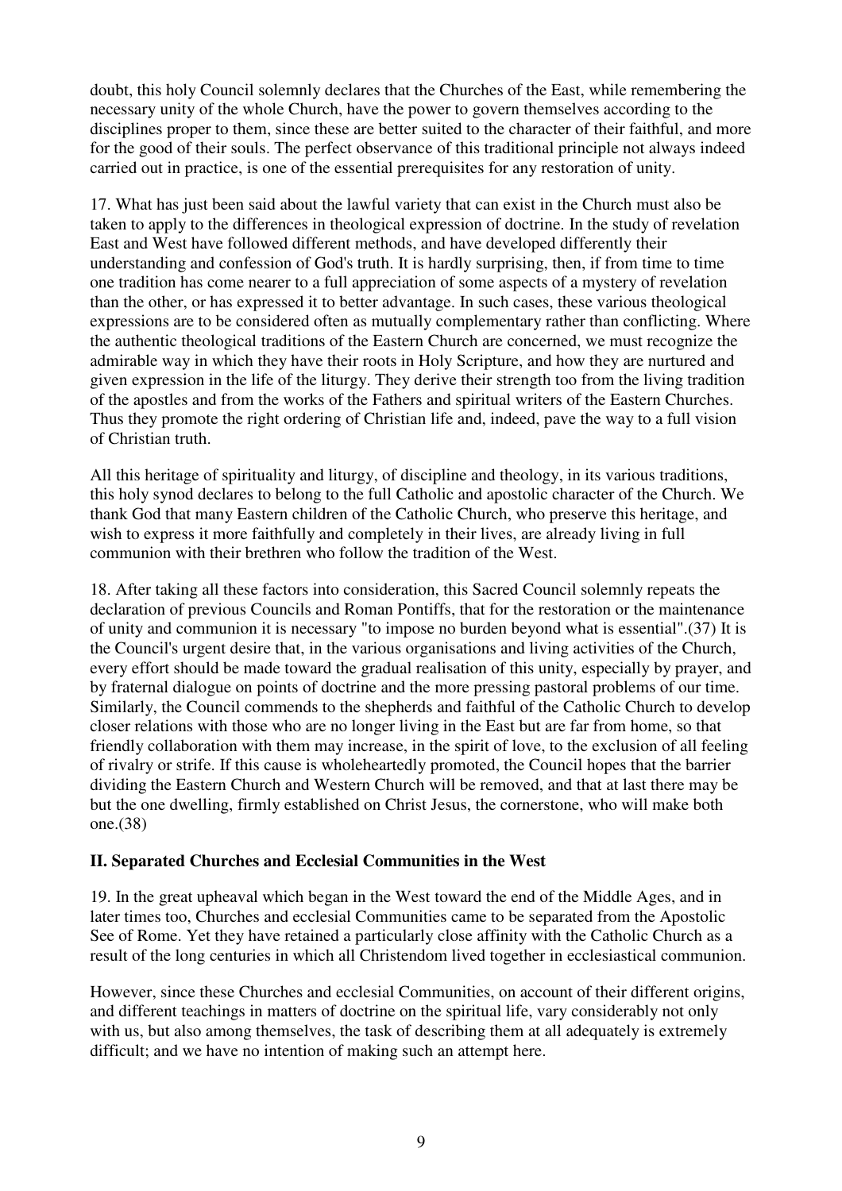doubt, this holy Council solemnly declares that the Churches of the East, while remembering the necessary unity of the whole Church, have the power to govern themselves according to the disciplines proper to them, since these are better suited to the character of their faithful, and more for the good of their souls. The perfect observance of this traditional principle not always indeed carried out in practice, is one of the essential prerequisites for any restoration of unity.

17. What has just been said about the lawful variety that can exist in the Church must also be taken to apply to the differences in theological expression of doctrine. In the study of revelation East and West have followed different methods, and have developed differently their understanding and confession of God's truth. It is hardly surprising, then, if from time to time one tradition has come nearer to a full appreciation of some aspects of a mystery of revelation than the other, or has expressed it to better advantage. In such cases, these various theological expressions are to be considered often as mutually complementary rather than conflicting. Where the authentic theological traditions of the Eastern Church are concerned, we must recognize the admirable way in which they have their roots in Holy Scripture, and how they are nurtured and given expression in the life of the liturgy. They derive their strength too from the living tradition of the apostles and from the works of the Fathers and spiritual writers of the Eastern Churches. Thus they promote the right ordering of Christian life and, indeed, pave the way to a full vision of Christian truth.

All this heritage of spirituality and liturgy, of discipline and theology, in its various traditions, this holy synod declares to belong to the full Catholic and apostolic character of the Church. We thank God that many Eastern children of the Catholic Church, who preserve this heritage, and wish to express it more faithfully and completely in their lives, are already living in full communion with their brethren who follow the tradition of the West.

18. After taking all these factors into consideration, this Sacred Council solemnly repeats the declaration of previous Councils and Roman Pontiffs, that for the restoration or the maintenance of unity and communion it is necessary "to impose no burden beyond what is essential".(37) It is the Council's urgent desire that, in the various organisations and living activities of the Church, every effort should be made toward the gradual realisation of this unity, especially by prayer, and by fraternal dialogue on points of doctrine and the more pressing pastoral problems of our time. Similarly, the Council commends to the shepherds and faithful of the Catholic Church to develop closer relations with those who are no longer living in the East but are far from home, so that friendly collaboration with them may increase, in the spirit of love, to the exclusion of all feeling of rivalry or strife. If this cause is wholeheartedly promoted, the Council hopes that the barrier dividing the Eastern Church and Western Church will be removed, and that at last there may be but the one dwelling, firmly established on Christ Jesus, the cornerstone, who will make both one.(38)

### II. Separated Churches and Ecclesial Communities in the West

19. In the great upheaval which began in the West toward the end of the Middle Ages, and in later times too, Churches and ecclesial Communities came to be separated from the Apostolic See of Rome. Yet they have retained a particularly close affinity with the Catholic Church as a result of the long centuries in which all Christendom lived together in ecclesiastical communion.

However, since these Churches and ecclesial Communities, on account of their different origins, and different teachings in matters of doctrine on the spiritual life, vary considerably not only with us, but also among themselves, the task of describing them at all adequately is extremely difficult; and we have no intention of making such an attempt here.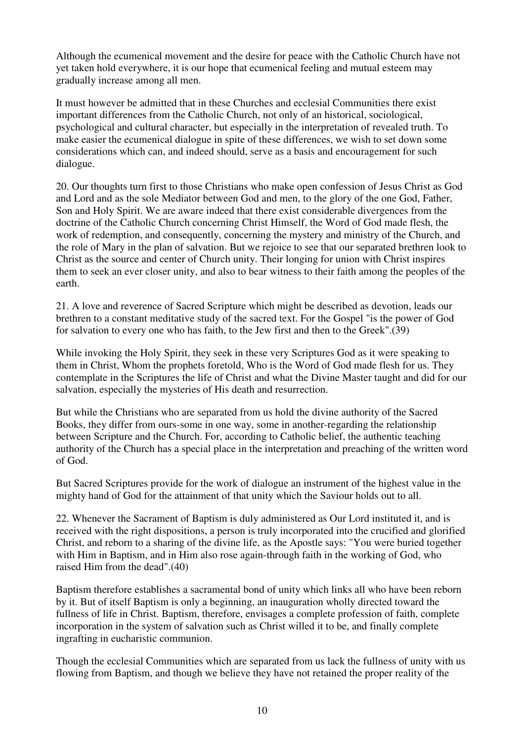Although the ecumenical movement and the desire for peace with the Catholic Church have not yet taken hold everywhere, it is our hope that ecumenical feeling and mutual esteem may gradually increase among all men.

It must however be admitted that in these Churches and ecclesial Communities there exist important differences from the Catholic Church, not only of an historical, sociological, psychological and cultural character, but especially in the interpretation of revealed truth. To make easier the ecumenical dialogue in spite of these differences, we wish to set down some considerations which can, and indeed should, serve as a basis and encouragement for such dialogue.

20. Our thoughts turn first to those Christians who make open confession of Jesus Christ as God and Lord and as the sole Mediator between God and men, to the glory of the one God, Father, Son and Holy Spirit. We are aware indeed that there exist considerable divergences from the doctrine of the Catholic Church concerning Christ Himself, the Word of God made flesh, the work of redemption, and consequently, concerning the mystery and ministry of the Church, and the role of Mary in the plan of salvation. But we rejoice to see that our separated brethren look to Christ as the source and center of Church unity. Their longing for union with Christ inspires them to seek an ever closer unity, and also to bear witness to their faith among the peoples of the earth.

21. A love and reverence of Sacred Scripture which might be described as devotion, leads our brethren to a constant meditative study of the sacred text. For the Gospel "is the power of God for salvation to every one who has faith, to the Jew first and then to the Greek".(39)

While invoking the Holy Spirit, they seek in these very Scriptures God as it were speaking to them in Christ, Whom the prophets foretold, Who is the Word of God made flesh for us. They contemplate in the Scriptures the life of Christ and what the Divine Master taught and did for our salvation, especially the mysteries of His death and resurrection.

But while the Christians who are separated from us hold the divine authority of the Sacred Books, they differ from ours-some in one way, some in another-regarding the relationship between Scripture and the Church. For, according to Catholic belief, the authentic teaching authority of the Church has a special place in the interpretation and preaching of the written word of God.

But Sacred Scriptures provide for the work of dialogue an instrument of the highest value in the mighty hand of God for the attainment of that unity which the Saviour holds out to all.

22. Whenever the Sacrament of Baptism is duly administered as Our Lord instituted it, and is received with the right dispositions, a person is truly incorporated into the crucified and glorified Christ, and reborn to a sharing of the divine life, as the Apostle says: "You were buried together with Him in Baptism, and in Him also rose again-through faith in the working of God, who raised Him from the dead".(40)

Baptism therefore establishes a sacramental bond of unity which links all who have been reborn by it. But of itself Baptism is only a beginning, an inauguration wholly directed toward the fullness of life in Christ. Baptism, therefore, envisages a complete profession of faith, complete incorporation in the system of salvation such as Christ willed it to be, and finally complete ingrafting in eucharistic communion.

Though the ecclesial Communities which are separated from us lack the fullness of unity with us flowing from Baptism, and though we believe they have not retained the proper reality of the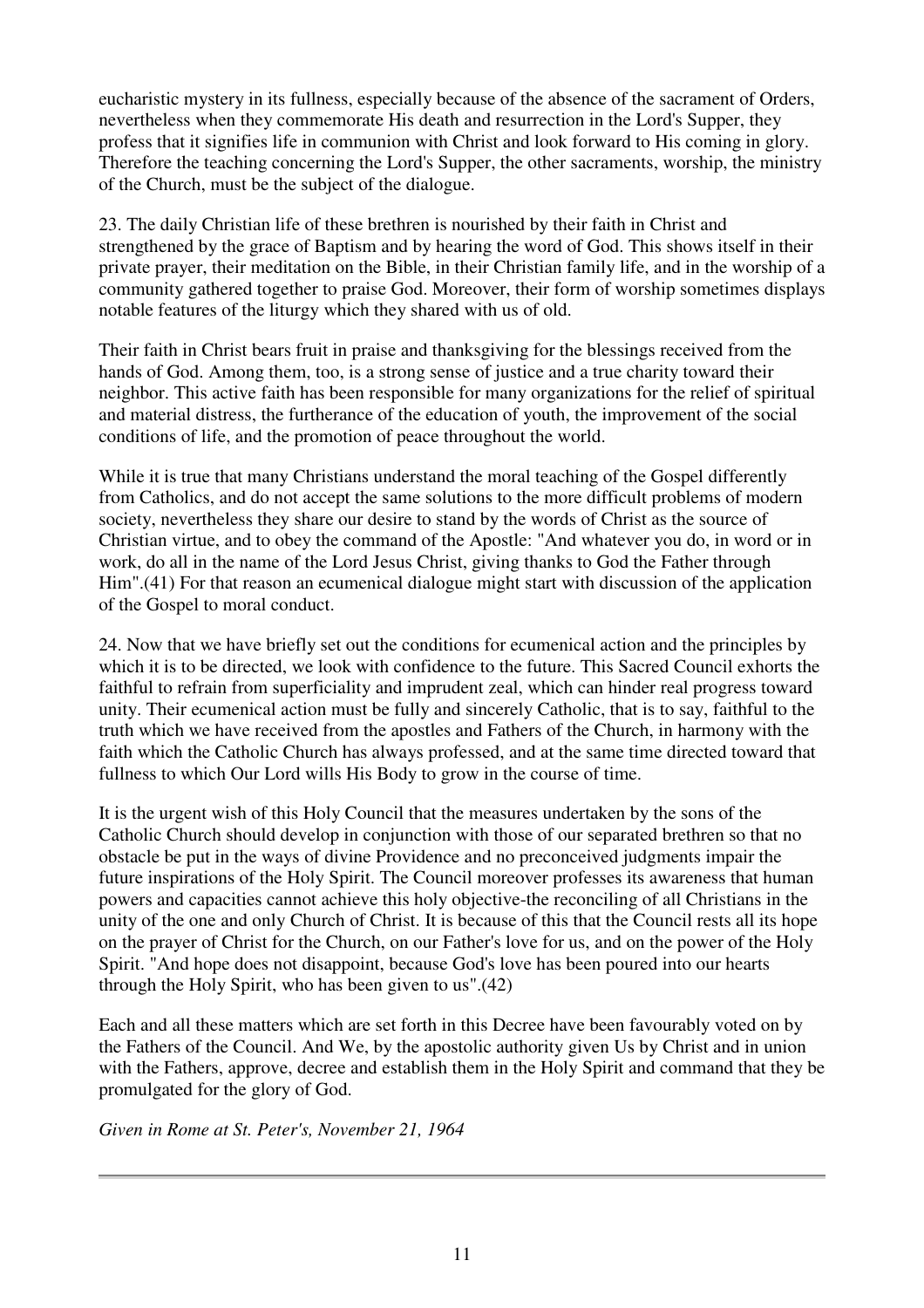eucharistic mystery in its fullness, especially because of the absence of the sacrament of Orders, nevertheless when they commemorate His death and resurrection in the Lord's Supper, they profess that it signifies life in communion with Christ and look forward to His coming in glory. Therefore the teaching concerning the Lord's Supper, the other sacraments, worship, the ministry of the Church, must be the subject of the dialogue.

23. The daily Christian life of these brethren is nourished by their faith in Christ and strengthened by the grace of Baptism and by hearing the word of God. This shows itself in their private prayer, their meditation on the Bible, in their Christian family life, and in the worship of a community gathered together to praise God. Moreover, their form of worship sometimes displays notable features of the liturgy which they shared with us of old.

Their faith in Christ bears fruit in praise and thanksgiving for the blessings received from the hands of God. Among them, too, is a strong sense of justice and a true charity toward their neighbor. This active faith has been responsible for many organizations for the relief of spiritual and material distress, the furtherance of the education of youth, the improvement of the social conditions of life, and the promotion of peace throughout the world.

While it is true that many Christians understand the moral teaching of the Gospel differently from Catholics, and do not accept the same solutions to the more difficult problems of modern society, nevertheless they share our desire to stand by the words of Christ as the source of Christian virtue, and to obey the command of the Apostle: "And whatever you do, in word or in work, do all in the name of the Lord Jesus Christ, giving thanks to God the Father through Him".(41) For that reason an ecumenical dialogue might start with discussion of the application of the Gospel to moral conduct.

24. Now that we have briefly set out the conditions for ecumenical action and the principles by which it is to be directed, we look with confidence to the future. This Sacred Council exhorts the faithful to refrain from superficiality and imprudent zeal, which can hinder real progress toward unity. Their ecumenical action must be fully and sincerely Catholic, that is to say, faithful to the truth which we have received from the apostles and Fathers of the Church, in harmony with the faith which the Catholic Church has always professed, and at the same time directed toward that fullness to which Our Lord wills His Body to grow in the course of time.

It is the urgent wish of this Holy Council that the measures undertaken by the sons of the Catholic Church should develop in conjunction with those of our separated brethren so that no obstacle be put in the ways of divine Providence and no preconceived judgments impair the future inspirations of the Holy Spirit. The Council moreover professes its awareness that human powers and capacities cannot achieve this holy objective-the reconciling of all Christians in the unity of the one and only Church of Christ. It is because of this that the Council rests all its hope on the prayer of Christ for the Church, on our Father's love for us, and on the power of the Holy Spirit. "And hope does not disappoint, because God's love has been poured into our hearts through the Holy Spirit, who has been given to us".(42)

Each and all these matters which are set forth in this Decree have been favourably voted on by the Fathers of the Council. And We, by the apostolic authority given Us by Christ and in union with the Fathers, approve, decree and establish them in the Holy Spirit and command that they be promulgated for the glory of God.

*Given in Rome at St. Peter's, November 21, 1964*

---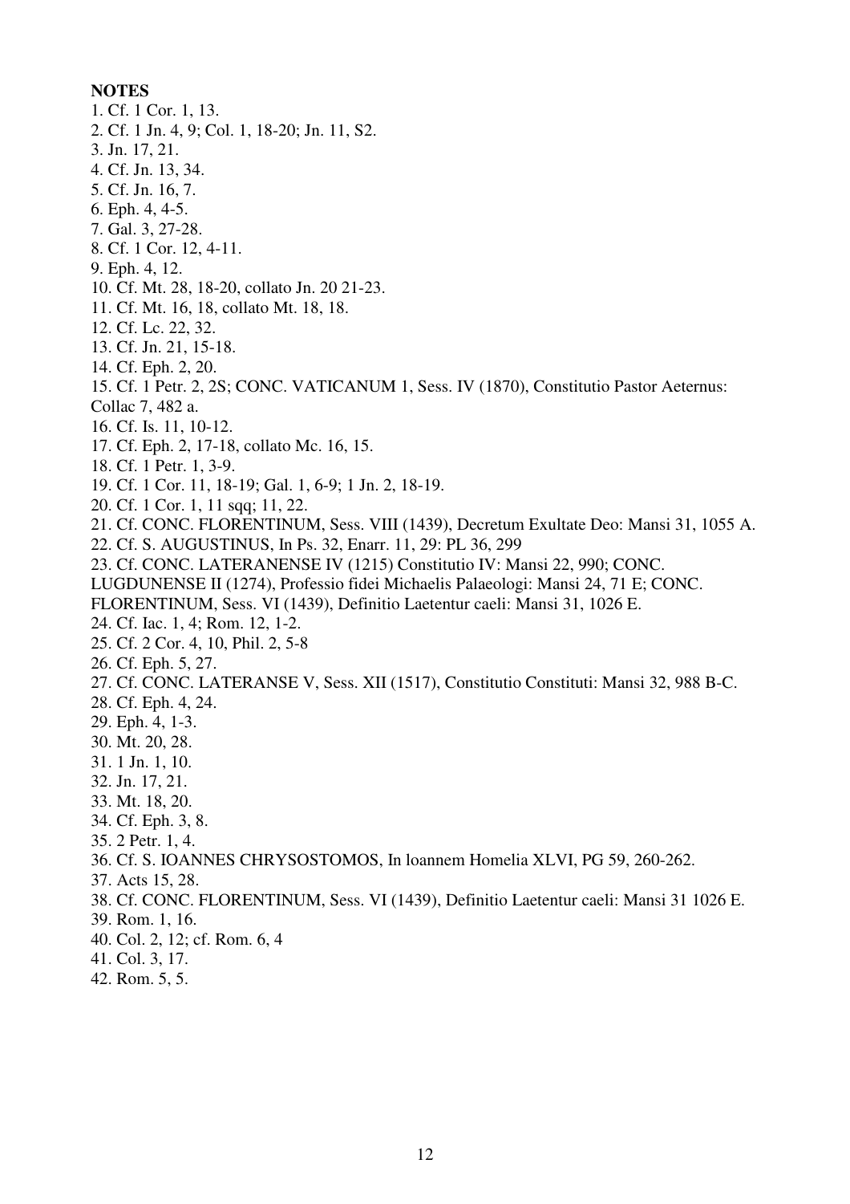**NOTES**

1. Cf. 1 Cor. 1, 13.
2. Cf. 1 Jn. 4, 9; Col. 1, 18-20; Jn. 11, S2.
3. Jn. 17, 21.
4. Cf. Jn. 13, 34.
5. Cf. Jn. 16, 7.
6. Eph. 4, 4-5.
7. Gal. 3, 27-28.
8. Cf. 1 Cor. 12, 4-11.
9. Eph. 4, 12.
10. Cf. Mt. 28, 18-20, collato Jn. 20 21-23.
11. Cf. Mt. 16, 18, collato Mt. 18, 18.
12. Cf. Lc. 22, 32.
13. Cf. Jn. 21, 15-18.
14. Cf. Eph. 2, 20.
15. Cf. 1 Petr. 2, 2S; CONC. VATICANUM 1, Sess. IV (1870), Constitutio Pastor Aeternus: Collac 7, 482 a.
16. Cf. Is. 11, 10-12.
17. Cf. Eph. 2, 17-18, collato Mc. 16, 15.
18. Cf. 1 Petr. 1, 3-9.
19. Cf. 1 Cor. 11, 18-19; Gal. 1, 6-9; 1 Jn. 2, 18-19.
20. Cf. 1 Cor. 1, 11 sqq; 11, 22.
21. Cf. CONC. FLORENTINUM, Sess. VIII (1439), Decretum Exultate Deo: Mansi 31, 1055 A.
22. Cf. S. AUGUSTINUS, In Ps. 32, Enarr. 11, 29: PL 36, 299
23. Cf. CONC. LATERANENSE IV (1215) Constitutio IV: Mansi 22, 990; CONC. LUGDUNENSE II (1274), Professio fidei Michaelis Palaeologi: Mansi 24, 71 E; CONC. FLORENTINUM, Sess. VI (1439), Definitio Laetentur caeli: Mansi 31, 1026 E.
24. Cf. Iac. 1, 4; Rom. 12, 1-2.
25. Cf. 2 Cor. 4, 10, Phil. 2, 5-8
26. Cf. Eph. 5, 27.
27. Cf. CONC. LATERANSE V, Sess. XII (1517), Constitutio Constituti: Mansi 32, 988 B-C.
28. Cf. Eph. 4, 24.
29. Eph. 4, 1-3.
30. Mt. 20, 28.
31. 1 Jn. 1, 10.
32. Jn. 17, 21.
33. Mt. 18, 20.
34. Cf. Eph. 3, 8.
35. 2 Petr. 1, 4.
36. Cf. S. IOANNES CHRYSOSTOMOS, In loannem Homelia XLVI, PG 59, 260-262.
37. Acts 15, 28.
38. Cf. CONC. FLORENTINUM, Sess. VI (1439), Definitio Laetentur caeli: Mansi 31 1026 E.
39. Rom. 1, 16.
40. Col. 2, 12; cf. Rom. 6, 4
41. Col. 3, 17.
42. Rom. 5, 5.